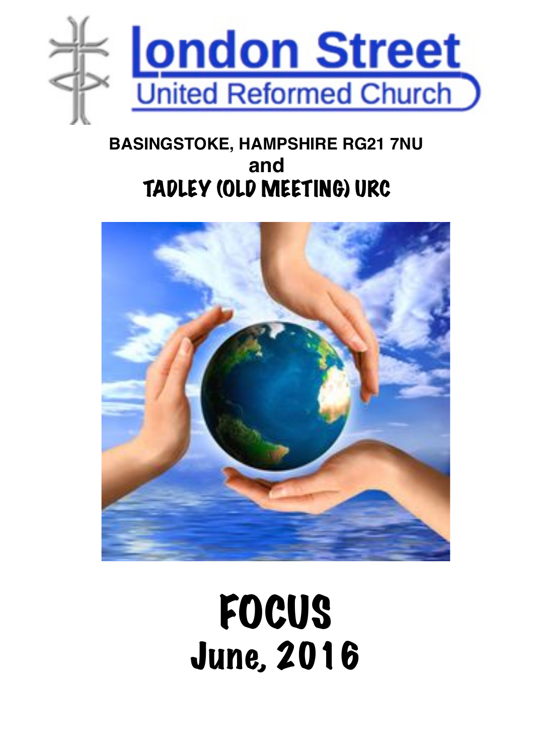# London Street
## United Reformed Church

**BASINGSTOKE, HAMPSHIRE RG21 7NU**
**and**
**TADLEY (OLD MEETING) URC**

# FOCUS
## June, 2016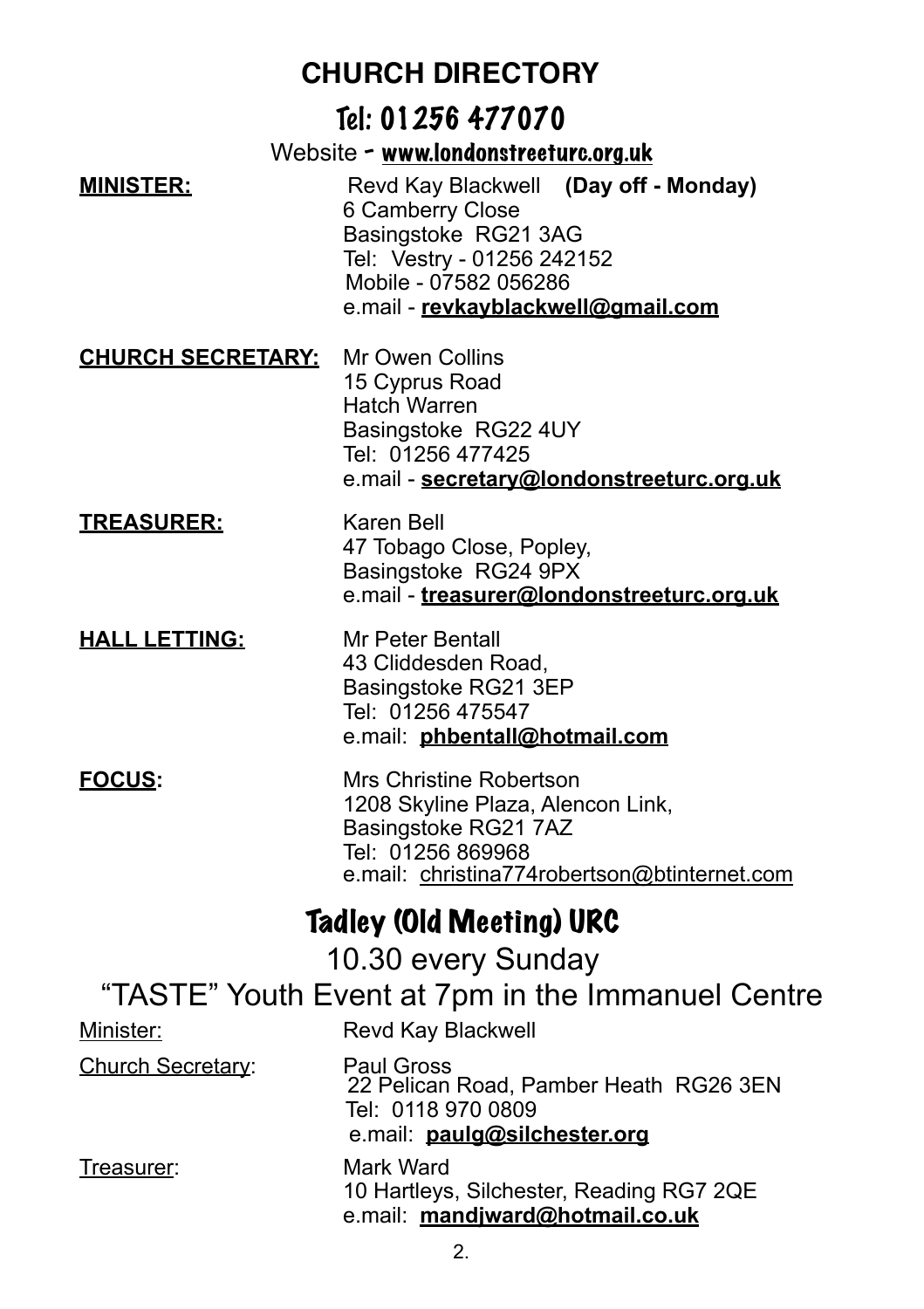# CHURCH DIRECTORY

## Tel: 01256 477070

Website - **www.londonstreeturc.org.uk**

**MINISTER:** Revd Kay Blackwell **(Day off - Monday)**
6 Camberry Close
Basingstoke RG21 3AG
Tel: Vestry - 01256 242152
Mobile - 07582 056286
e.mail - **revkayblackwell@gmail.com**

**CHURCH SECRETARY:** Mr Owen Collins
15 Cyprus Road
Hatch Warren
Basingstoke RG22 4UY
Tel: 01256 477425
e.mail - **secretary@londonstreeturc.org.uk**

**TREASURER:** Karen Bell
47 Tobago Close, Popley,
Basingstoke RG24 9PX
e.mail - **treasurer@londonstreeturc.org.uk**

**HALL LETTING:** Mr Peter Bentall
43 Cliddesden Road,
Basingstoke RG21 3EP
Tel: 01256 475547
e.mail: **phbentall@hotmail.com**

**FOCUS:** Mrs Christine Robertson
1208 Skyline Plaza, Alencon Link,
Basingstoke RG21 7AZ
Tel: 01256 869968
e.mail: christina774robertson@btinternet.com

## Tadley (Old Meeting) URC

10.30 every Sunday

"TASTE" Youth Event at 7pm in the Immanuel Centre

Minister: Revd Kay Blackwell

Church Secretary: Paul Gross
22 Pelican Road, Pamber Heath RG26 3EN
Tel: 0118 970 0809
e.mail: **paulg@silchester.org**

Treasurer: Mark Ward
10 Hartleys, Silchester, Reading RG7 2QE
e.mail: **mandjward@hotmail.co.uk**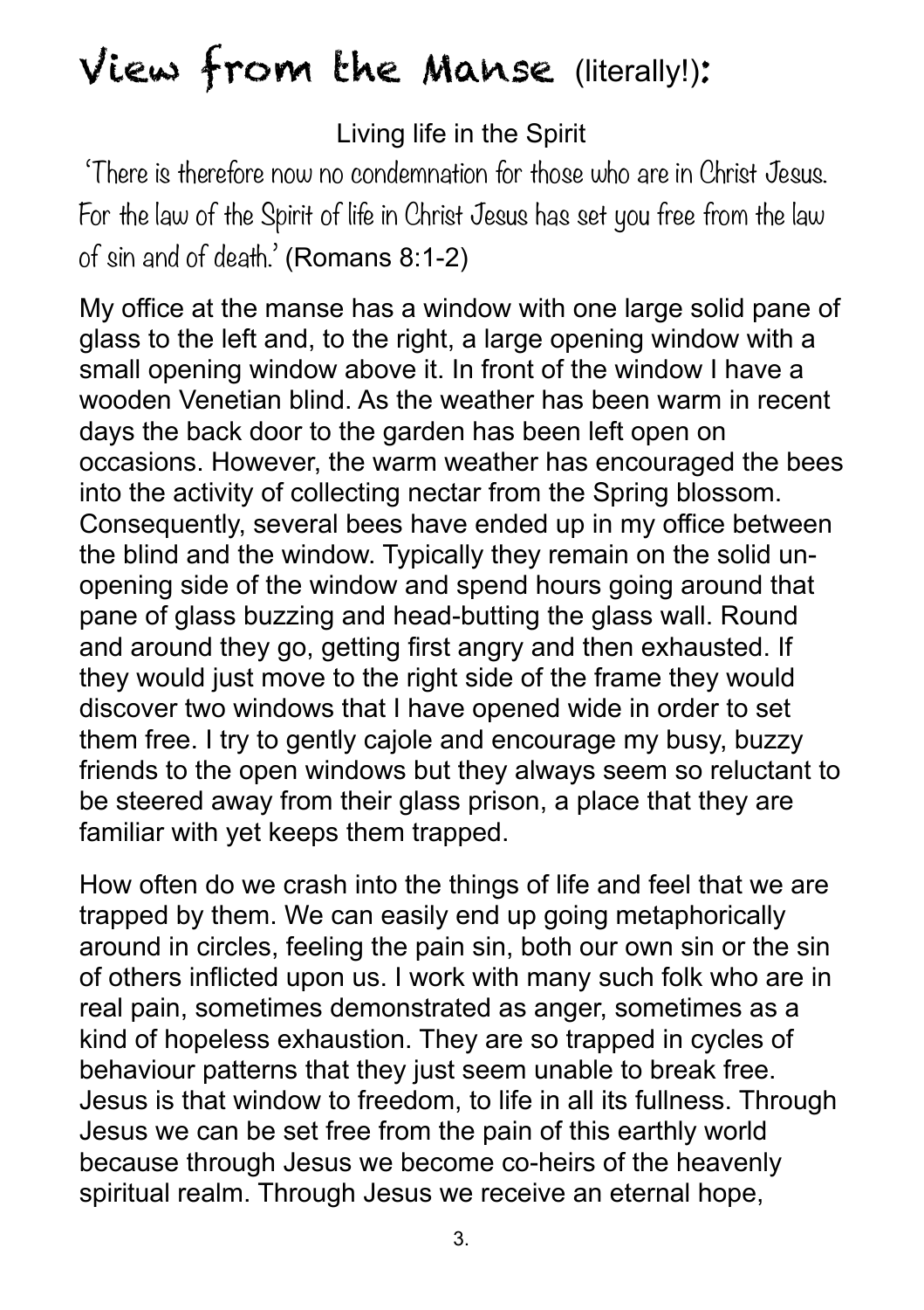# View from the Manse (literally!):

Living life in the Spirit

*'There is therefore now no condemnation for those who are in Christ Jesus. For the law of the Spirit of life in Christ Jesus has set you free from the law of sin and of death.'* (Romans 8:1-2)

My office at the manse has a window with one large solid pane of glass to the left and, to the right, a large opening window with a small opening window above it. In front of the window I have a wooden Venetian blind. As the weather has been warm in recent days the back door to the garden has been left open on occasions. However, the warm weather has encouraged the bees into the activity of collecting nectar from the Spring blossom. Consequently, several bees have ended up in my office between the blind and the window. Typically they remain on the solid un-opening side of the window and spend hours going around that pane of glass buzzing and head-butting the glass wall. Round and around they go, getting first angry and then exhausted. If they would just move to the right side of the frame they would discover two windows that I have opened wide in order to set them free. I try to gently cajole and encourage my busy, buzzy friends to the open windows but they always seem so reluctant to be steered away from their glass prison, a place that they are familiar with yet keeps them trapped.

How often do we crash into the things of life and feel that we are trapped by them. We can easily end up going metaphorically around in circles, feeling the pain sin, both our own sin or the sin of others inflicted upon us. I work with many such folk who are in real pain, sometimes demonstrated as anger, sometimes as a kind of hopeless exhaustion. They are so trapped in cycles of behaviour patterns that they just seem unable to break free. Jesus is that window to freedom, to life in all its fullness. Through Jesus we can be set free from the pain of this earthly world because through Jesus we become co-heirs of the heavenly spiritual realm. Through Jesus we receive an eternal hope,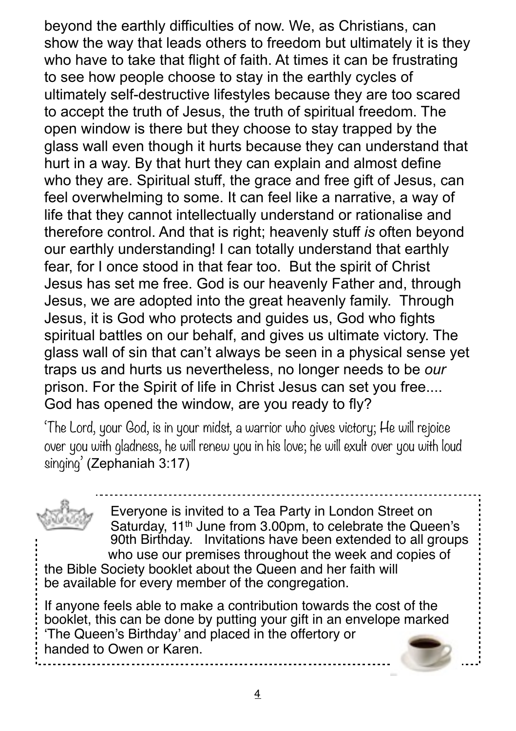beyond the earthly difficulties of now. We, as Christians, can show the way that leads others to freedom but ultimately it is they who have to take that flight of faith. At times it can be frustrating to see how people choose to stay in the earthly cycles of ultimately self-destructive lifestyles because they are too scared to accept the truth of Jesus, the truth of spiritual freedom. The open window is there but they choose to stay trapped by the glass wall even though it hurts because they can understand that hurt in a way. By that hurt they can explain and almost define who they are. Spiritual stuff, the grace and free gift of Jesus, can feel overwhelming to some. It can feel like a narrative, a way of life that they cannot intellectually understand or rationalise and therefore control. And that is right; heavenly stuff *is* often beyond our earthly understanding! I can totally understand that earthly fear, for I once stood in that fear too. But the spirit of Christ Jesus has set me free. God is our heavenly Father and, through Jesus, we are adopted into the great heavenly family. Through Jesus, it is God who protects and guides us, God who fights spiritual battles on our behalf, and gives us ultimate victory. The glass wall of sin that can't always be seen in a physical sense yet traps us and hurts us nevertheless, no longer needs to be *our* prison. For the Spirit of life in Christ Jesus can set you free.... God has opened the window, are you ready to fly?

'The Lord, your God, is in your midst, a warrior who gives victory; He will rejoice over you with gladness, he will renew you in his love; he will exult over you with loud singing' (Zephaniah 3:17)

---

Everyone is invited to a Tea Party in London Street on Saturday, 11th June from 3.00pm, to celebrate the Queen's 90th Birthday. Invitations have been extended to all groups who use our premises throughout the week and copies of the Bible Society booklet about the Queen and her faith will be available for every member of the congregation.

If anyone feels able to make a contribution towards the cost of the booklet, this can be done by putting your gift in an envelope marked 'The Queen's Birthday' and placed in the offertory or handed to Owen or Karen.

---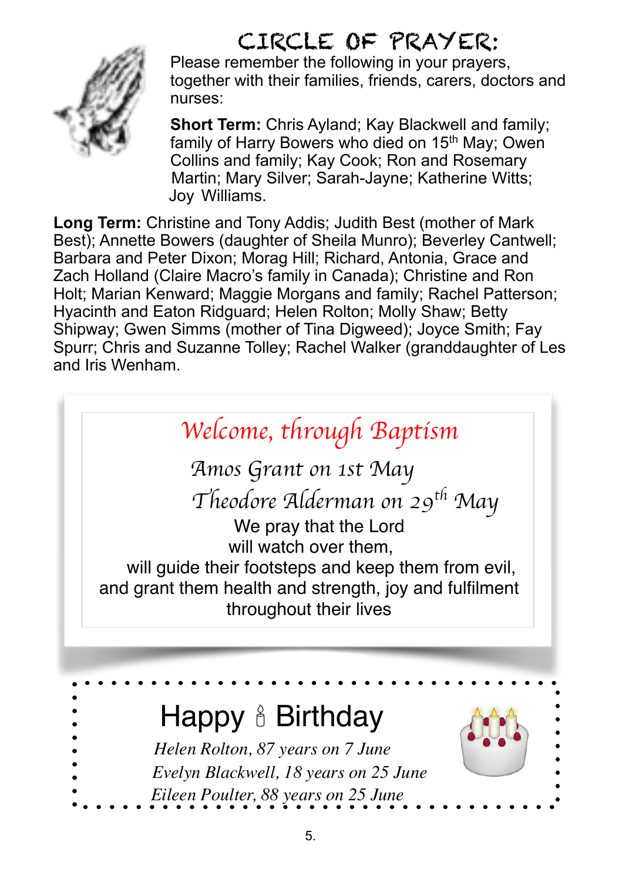# CIRCLE OF PRAYER:

Please remember the following in your prayers, together with their families, friends, carers, doctors and nurses:

**Short Term:** Chris Ayland; Kay Blackwell and family; family of Harry Bowers who died on 15th May; Owen Collins and family; Kay Cook; Ron and Rosemary Martin; Mary Silver; Sarah-Jayne; Katherine Witts; Joy Williams.

**Long Term:** Christine and Tony Addis; Judith Best (mother of Mark Best); Annette Bowers (daughter of Sheila Munro); Beverley Cantwell; Barbara and Peter Dixon; Morag Hill; Richard, Antonia, Grace and Zach Holland (Claire Macro's family in Canada); Christine and Ron Holt; Marian Kenward; Maggie Morgans and family; Rachel Patterson; Hyacinth and Eaton Ridguard; Helen Rolton; Molly Shaw; Betty Shipway; Gwen Simms (mother of Tina Digweed); Joyce Smith; Fay Spurr; Chris and Suzanne Tolley; Rachel Walker (granddaughter of Les and Iris Wenham.

## *Welcome, through Baptism*

*Amos Grant on 1st May*

*Theodore Alderman on 29th May*

We pray that the Lord
will watch over them,
will guide their footsteps and keep them from evil,
and grant them health and strength, joy and fulfilment
throughout their lives

## Happy 🕯 Birthday

*Helen Rolton, 87 years on 7 June*

*Evelyn Blackwell, 18 years on 25 June*

*Eileen Poulter, 88 years on 25 June*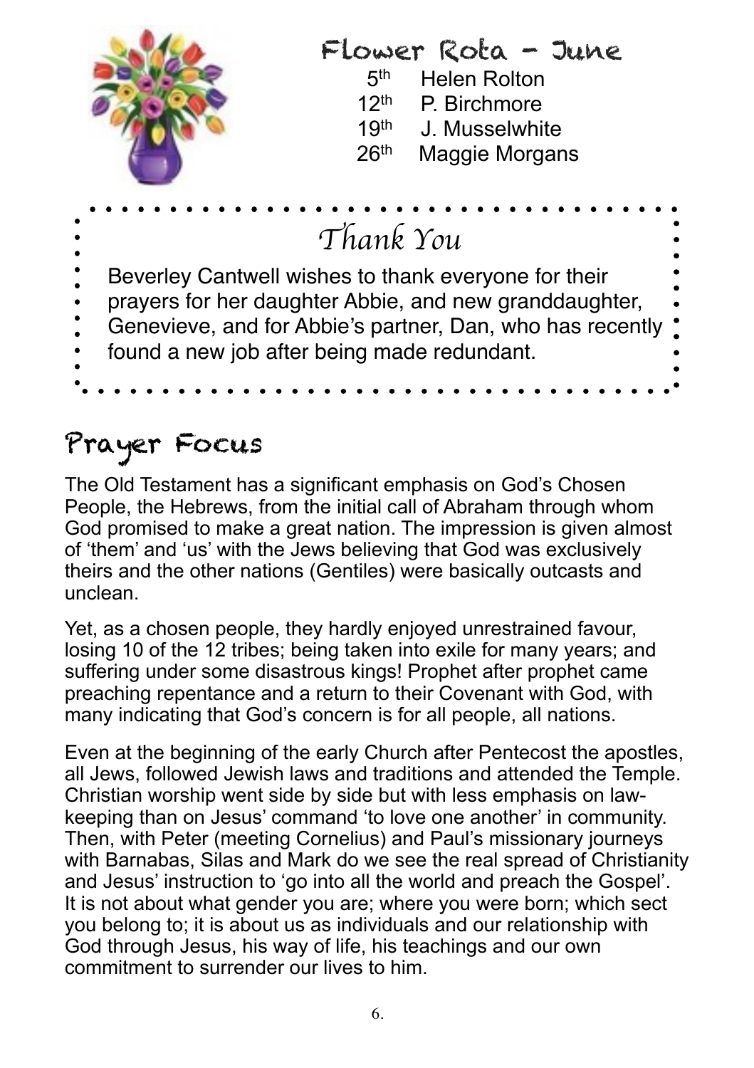## Flower Rota - June

| | |
|---|---|
| 5th | Helen Rolton |
| 12th | P. Birchmore |
| 19th | J. Musselwhite |
| 26th | Maggie Morgans |

## *Thank You*

Beverley Cantwell wishes to thank everyone for their prayers for her daughter Abbie, and new granddaughter, Genevieve, and for Abbie's partner, Dan, who has recently found a new job after being made redundant.

# Prayer Focus

The Old Testament has a significant emphasis on God's Chosen People, the Hebrews, from the initial call of Abraham through whom God promised to make a great nation. The impression is given almost of 'them' and 'us' with the Jews believing that God was exclusively theirs and the other nations (Gentiles) were basically outcasts and unclean.

Yet, as a chosen people, they hardly enjoyed unrestrained favour, losing 10 of the 12 tribes; being taken into exile for many years; and suffering under some disastrous kings! Prophet after prophet came preaching repentance and a return to their Covenant with God, with many indicating that God's concern is for all people, all nations.

Even at the beginning of the early Church after Pentecost the apostles, all Jews, followed Jewish laws and traditions and attended the Temple. Christian worship went side by side but with less emphasis on law-keeping than on Jesus' command 'to love one another' in community. Then, with Peter (meeting Cornelius) and Paul's missionary journeys with Barnabas, Silas and Mark do we see the real spread of Christianity and Jesus' instruction to 'go into all the world and preach the Gospel'. It is not about what gender you are; where you were born; which sect you belong to; it is about us as individuals and our relationship with God through Jesus, his way of life, his teachings and our own commitment to surrender our lives to him.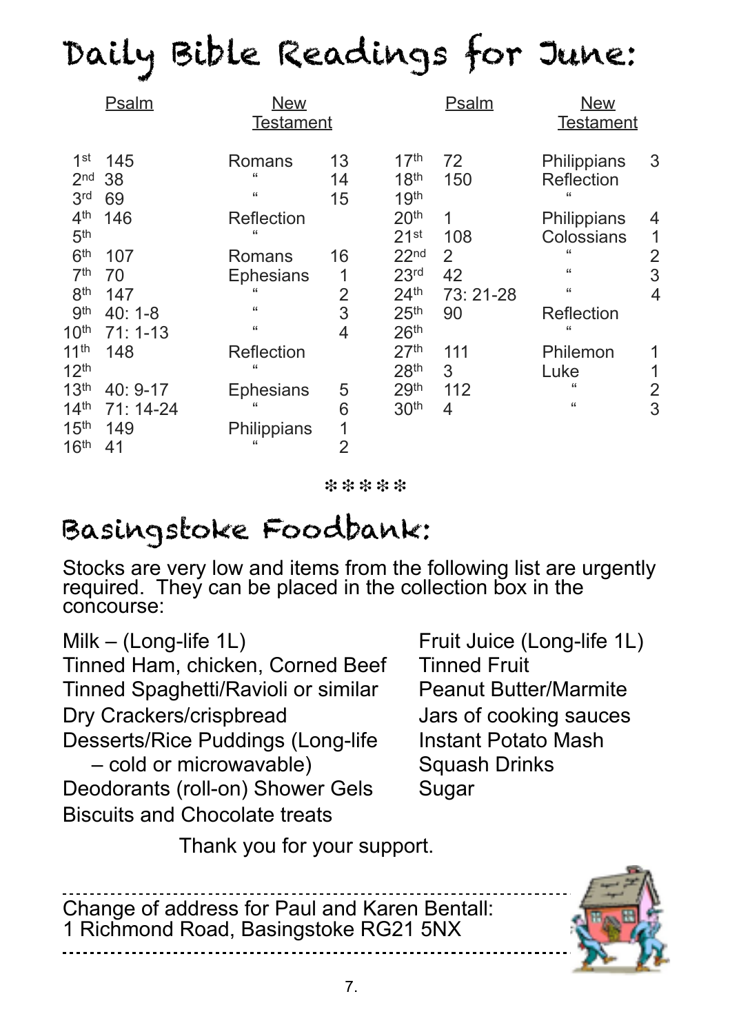# Daily Bible Readings for June:

| | Psalm | New Testament | | | Psalm | New Testament | |
|---|---|---|---|---|---|---|---|
| 1st | 145 | Romans | 13 | 17th | 72 | Philippians | 3 |
| 2nd | 38 | " | 14 | 18th | 150 | Reflection | |
| 3rd | 69 | " | 15 | 19th | | " | |
| 4th | 146 | Reflection | | 20th | 1 | Philippians | 4 |
| 5th | | " | | 21st | 108 | Colossians | 1 |
| 6th | 107 | Romans | 16 | 22nd | 2 | " | 2 |
| 7th | 70 | Ephesians | 1 | 23rd | 42 | " | 3 |
| 8th | 147 | " | 2 | 24th | 73: 21-28 | " | 4 |
| 9th | 40: 1-8 | " | 3 | 25th | 90 | Reflection | |
| 10th | 71: 1-13 | " | 4 | 26th | | " | |
| 11th | 148 | Reflection | | 27th | 111 | Philemon | 1 |
| 12th | | " | | 28th | 3 | Luke | 1 |
| 13th | 40: 9-17 | Ephesians | 5 | 29th | 112 | " | 2 |
| 14th | 71: 14-24 | " | 6 | 30th | 4 | " | 3 |
| 15th | 149 | Philippians | 1 | | | | |
| 16th | 41 | " | 2 | | | | |

*****

# Basingstoke Foodbank:

Stocks are very low and items from the following list are urgently required. They can be placed in the collection box in the concourse:

- Milk – (Long-life 1L)
- Tinned Ham, chicken, Corned Beef
- Tinned Spaghetti/Ravioli or similar
- Dry Crackers/crispbread
- Desserts/Rice Puddings (Long-life – cold or microwavable)
- Deodorants (roll-on) Shower Gels
- Biscuits and Chocolate treats
- Fruit Juice (Long-life 1L)
- Tinned Fruit
- Peanut Butter/Marmite
- Jars of cooking sauces
- Instant Potato Mash
- Squash Drinks
- Sugar

Thank you for your support.

---

Change of address for Paul and Karen Bentall:
1 Richmond Road, Basingstoke RG21 5NX

---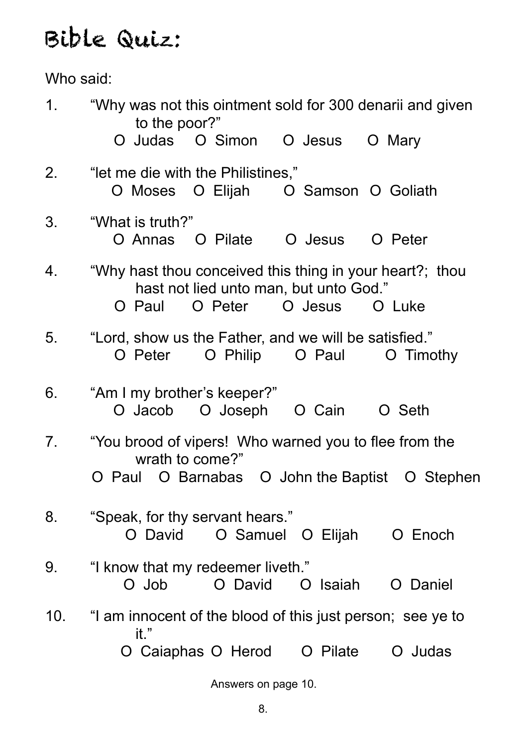# Bible Quiz:

Who said:

1. "Why was not this ointment sold for 300 denarii and given to the poor?"

   O Judas O Simon O Jesus O Mary

2. "let me die with the Philistines,"

   O Moses O Elijah O Samson O Goliath

3. "What is truth?"

   O Annas O Pilate O Jesus O Peter

4. "Why hast thou conceived this thing in your heart?; thou hast not lied unto man, but unto God."

   O Paul O Peter O Jesus O Luke

5. "Lord, show us the Father, and we will be satisfied."

   O Peter O Philip O Paul O Timothy

6. "Am I my brother's keeper?"

   O Jacob O Joseph O Cain O Seth

7. "You brood of vipers! Who warned you to flee from the wrath to come?"

   O Paul O Barnabas O John the Baptist O Stephen

8. "Speak, for thy servant hears."

   O David O Samuel O Elijah O Enoch

9. "I know that my redeemer liveth."

   O Job O David O Isaiah O Daniel

10. "I am innocent of the blood of this just person; see ye to it."

    O Caiaphas O Herod O Pilate O Judas

Answers on page 10.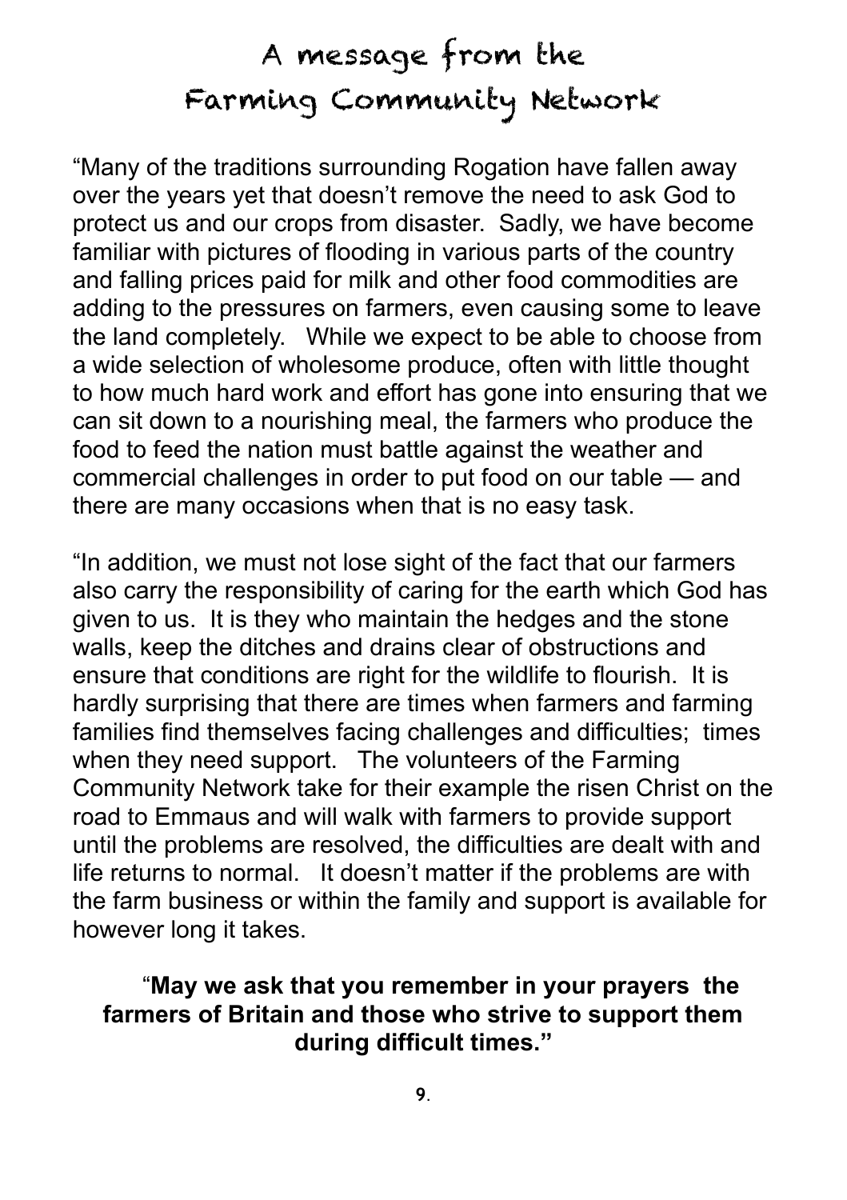# A message from the Farming Community Network

“Many of the traditions surrounding Rogation have fallen away over the years yet that doesn’t remove the need to ask God to protect us and our crops from disaster. Sadly, we have become familiar with pictures of flooding in various parts of the country and falling prices paid for milk and other food commodities are adding to the pressures on farmers, even causing some to leave the land completely. While we expect to be able to choose from a wide selection of wholesome produce, often with little thought to how much hard work and effort has gone into ensuring that we can sit down to a nourishing meal, the farmers who produce the food to feed the nation must battle against the weather and commercial challenges in order to put food on our table — and there are many occasions when that is no easy task.

“In addition, we must not lose sight of the fact that our farmers also carry the responsibility of caring for the earth which God has given to us. It is they who maintain the hedges and the stone walls, keep the ditches and drains clear of obstructions and ensure that conditions are right for the wildlife to flourish. It is hardly surprising that there are times when farmers and farming families find themselves facing challenges and difficulties; times when they need support. The volunteers of the Farming Community Network take for their example the risen Christ on the road to Emmaus and will walk with farmers to provide support until the problems are resolved, the difficulties are dealt with and life returns to normal. It doesn’t matter if the problems are with the farm business or within the family and support is available for however long it takes.

**“May we ask that you remember in your prayers the farmers of Britain and those who strive to support them during difficult times.”**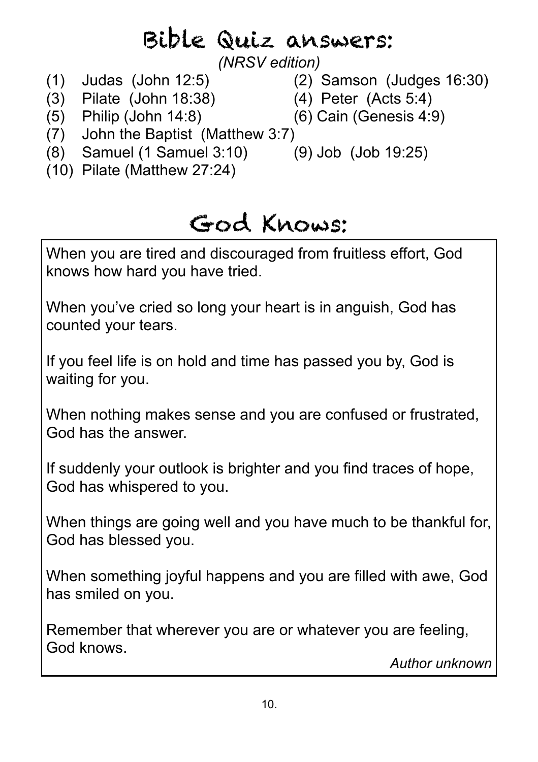# Bible Quiz answers:

*(NRSV edition)*

(1) Judas (John 12:5)
(2) Samson (Judges 16:30)
(3) Pilate (John 18:38)
(4) Peter (Acts 5:4)
(5) Philip (John 14:8)
(6) Cain (Genesis 4:9)
(7) John the Baptist (Matthew 3:7)
(8) Samuel (1 Samuel 3:10)
(9) Job (Job 19:25)
(10) Pilate (Matthew 27:24)

# God Knows:

When you are tired and discouraged from fruitless effort, God knows how hard you have tried.

When you've cried so long your heart is in anguish, God has counted your tears.

If you feel life is on hold and time has passed you by, God is waiting for you.

When nothing makes sense and you are confused or frustrated, God has the answer.

If suddenly your outlook is brighter and you find traces of hope, God has whispered to you.

When things are going well and you have much to be thankful for, God has blessed you.

When something joyful happens and you are filled with awe, God has smiled on you.

Remember that wherever you are or whatever you are feeling, God knows.

*Author unknown*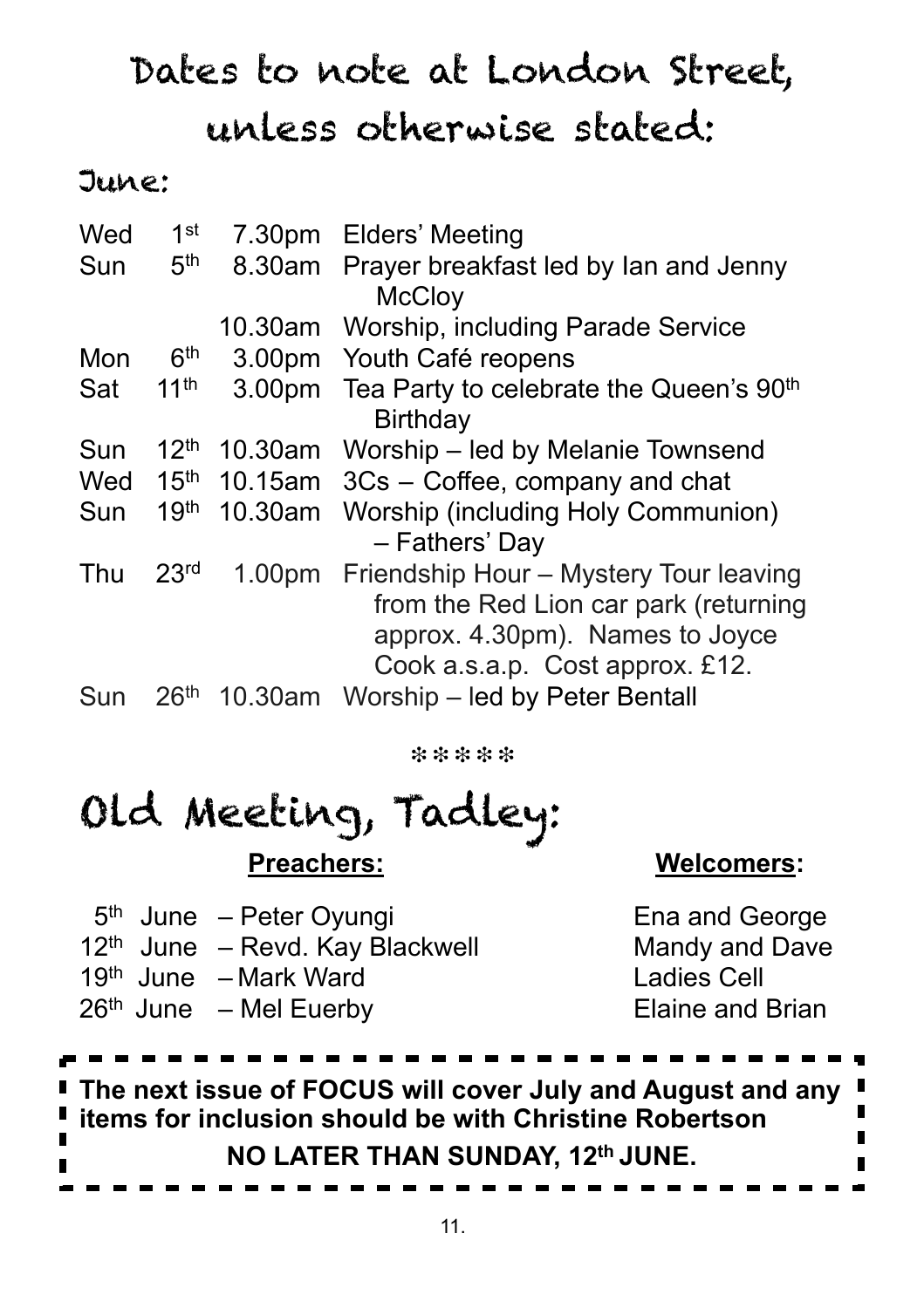# Dates to note at London Street, unless otherwise stated:

## June:

| | | | |
|---|---|---|---|
| Wed | 1st | 7.30pm | Elders' Meeting |
| Sun | 5th | 8.30am | Prayer breakfast led by Ian and Jenny McCloy |
| | | 10.30am | Worship, including Parade Service |
| Mon | 6th | 3.00pm | Youth Café reopens |
| Sat | 11th | 3.00pm | Tea Party to celebrate the Queen's 90th Birthday |
| Sun | 12th | 10.30am | Worship – led by Melanie Townsend |
| Wed | 15th | 10.15am | 3Cs – Coffee, company and chat |
| Sun | 19th | 10.30am | Worship (including Holy Communion) – Fathers' Day |
| Thu | 23rd | 1.00pm | Friendship Hour – Mystery Tour leaving from the Red Lion car park (returning approx. 4.30pm). Names to Joyce Cook a.s.a.p. Cost approx. £12. |
| Sun | 26th | 10.30am | Worship – led by Peter Bentall |

*****

# Old Meeting, Tadley:

| **Preachers:** | **Welcomers:** |
|---|---|
| 5th June – Peter Oyungi | Ena and George |
| 12th June – Revd. Kay Blackwell | Mandy and Dave |
| 19th June – Mark Ward | Ladies Cell |
| 26th June – Mel Euerby | Elaine and Brian |

**The next issue of FOCUS will cover July and August and any items for inclusion should be with Christine Robertson**

**NO LATER THAN SUNDAY, 12th JUNE.**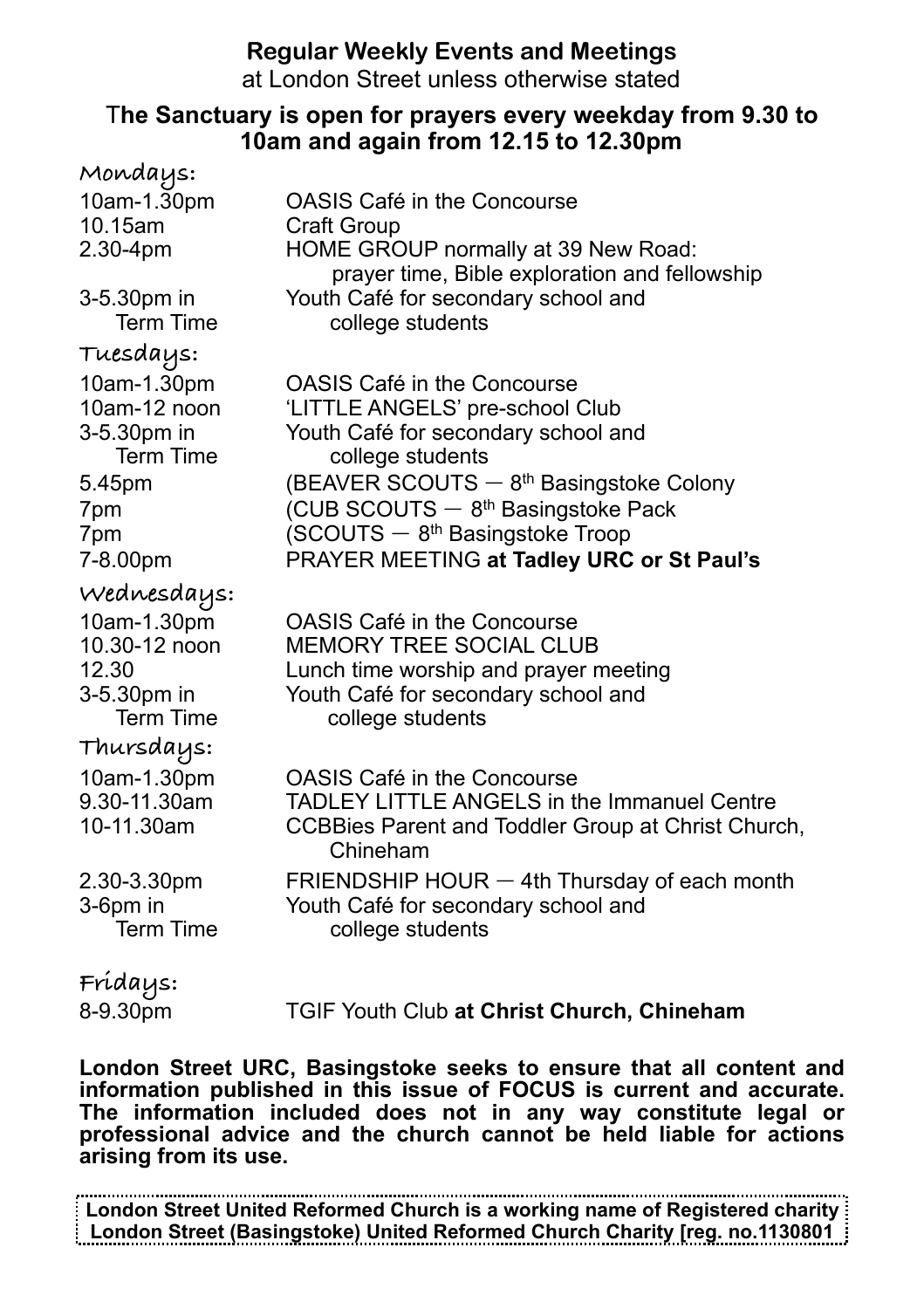## Regular Weekly Events and Meetings

at London Street unless otherwise stated

### The Sanctuary is open for prayers every weekday from 9.30 to 10am and again from 12.15 to 12.30pm

**Mondays:**

| | |
|---|---|
| 10am-1.30pm | OASIS Café in the Concourse |
| 10.15am | Craft Group |
| 2.30-4pm | HOME GROUP normally at 39 New Road: prayer time, Bible exploration and fellowship |
| 3-5.30pm in Term Time | Youth Café for secondary school and college students |

**Tuesdays:**

| | |
|---|---|
| 10am-1.30pm | OASIS Café in the Concourse |
| 10am-12 noon | 'LITTLE ANGELS' pre-school Club |
| 3-5.30pm in Term Time | Youth Café for secondary school and college students |
| 5.45pm | (BEAVER SCOUTS — 8th Basingstoke Colony |
| 7pm | (CUB SCOUTS — 8th Basingstoke Pack |
| 7pm | (SCOUTS — 8th Basingstoke Troop |
| 7-8.00pm | PRAYER MEETING **at Tadley URC or St Paul's** |

**Wednesdays:**

| | |
|---|---|
| 10am-1.30pm | OASIS Café in the Concourse |
| 10.30-12 noon | MEMORY TREE SOCIAL CLUB |
| 12.30 | Lunch time worship and prayer meeting |
| 3-5.30pm in Term Time | Youth Café for secondary school and college students |

**Thursdays:**

| | |
|---|---|
| 10am-1.30pm | OASIS Café in the Concourse |
| 9.30-11.30am | TADLEY LITTLE ANGELS in the Immanuel Centre |
| 10-11.30am | CCBBies Parent and Toddler Group at Christ Church, Chineham |
| 2.30-3.30pm | FRIENDSHIP HOUR — 4th Thursday of each month |
| 3-6pm in Term Time | Youth Café for secondary school and college students |

**Fridays:**

| | |
|---|---|
| 8-9.30pm | TGIF Youth Club **at Christ Church, Chineham** |

**London Street URC, Basingstoke seeks to ensure that all content and information published in this issue of FOCUS is current and accurate. The information included does not in any way constitute legal or professional advice and the church cannot be held liable for actions arising from its use.**

**London Street United Reformed Church is a working name of Registered charity London Street (Basingstoke) United Reformed Church Charity [reg. no.1130801**